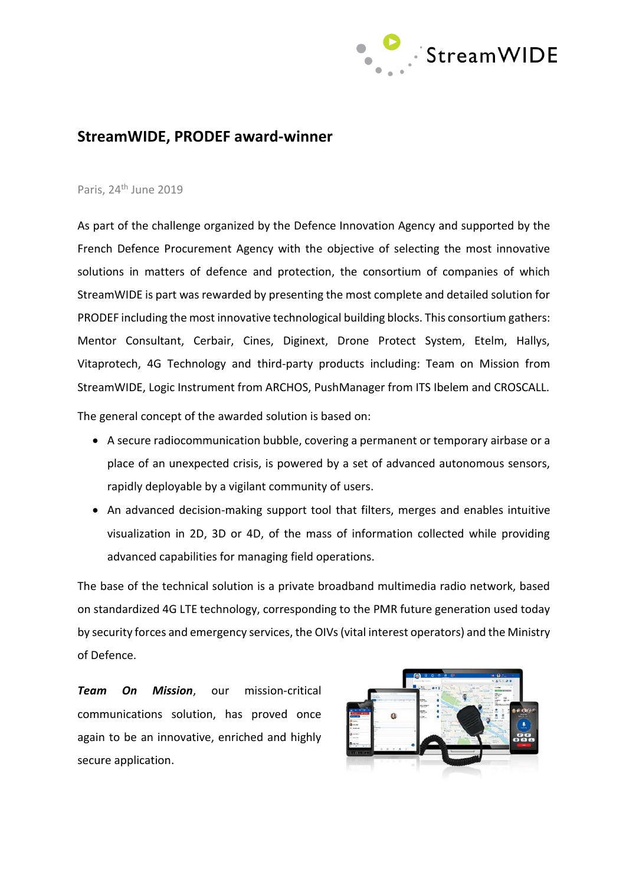## StreamWIDE, PRODEF award-winner

Paris, 24th June 2019

As part of the challenge organized by the Defence Innovation Agency and supported by the French Defence Procurement Agency with the objective of selecting the most innovative solutions in matters of defence and protection, the consortium of companies of which StreamWIDE is part was rewarded by presenting the most complete and detailed solution for PRODEF including the most innovative technological building blocks. This consortium gathers: Mentor Consultant, Cerbair, Cines, Diginext, Drone Protect System, Etelm, Hallys, Vitaprotech, 4G Technology and third-party products including: Team on Mission from StreamWIDE, Logic Instrument from ARCHOS, PushManager from ITS Ibelem and CROSCALL.

The general concept of the awarded solution is based on:

- A secure radiocommunication bubble, covering a permanent or temporary airbase or a place of an unexpected crisis, is powered by a set of advanced autonomous sensors, rapidly deployable by a vigilant community of users.
- An advanced decision-making support tool that filters, merges and enables intuitive visualization in 2D, 3D or 4D, of the mass of information collected while providing advanced capabilities for managing field operations.

The base of the technical solution is a private broadband multimedia radio network, based on standardized 4G LTE technology, corresponding to the PMR future generation used today by security forces and emergency services, the OIVs (vital interest operators) and the Ministry of Defence.

***Team On Mission***, our mission-critical communications solution, has proved once again to be an innovative, enriched and highly secure application.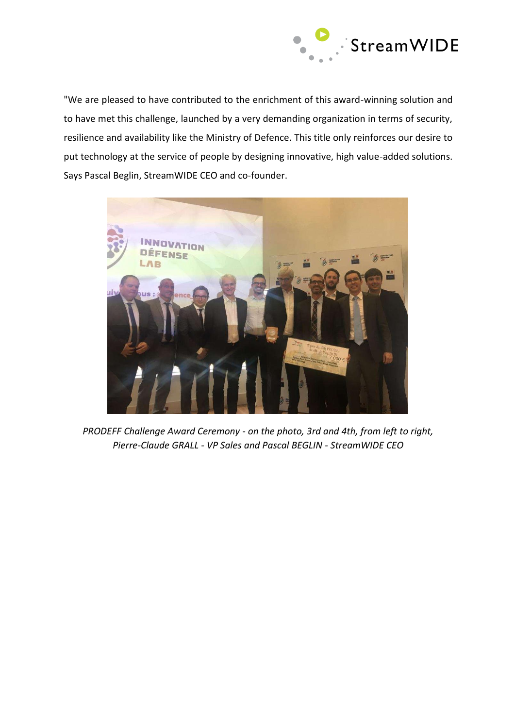"We are pleased to have contributed to the enrichment of this award-winning solution and to have met this challenge, launched by a very demanding organization in terms of security, resilience and availability like the Ministry of Defence. This title only reinforces our desire to put technology at the service of people by designing innovative, high value-added solutions. Says Pascal Beglin, StreamWIDE CEO and co-founder.

*PRODEFF Challenge Award Ceremony - on the photo, 3rd and 4th, from left to right, Pierre-Claude GRALL - VP Sales and Pascal BEGLIN - StreamWIDE CEO*